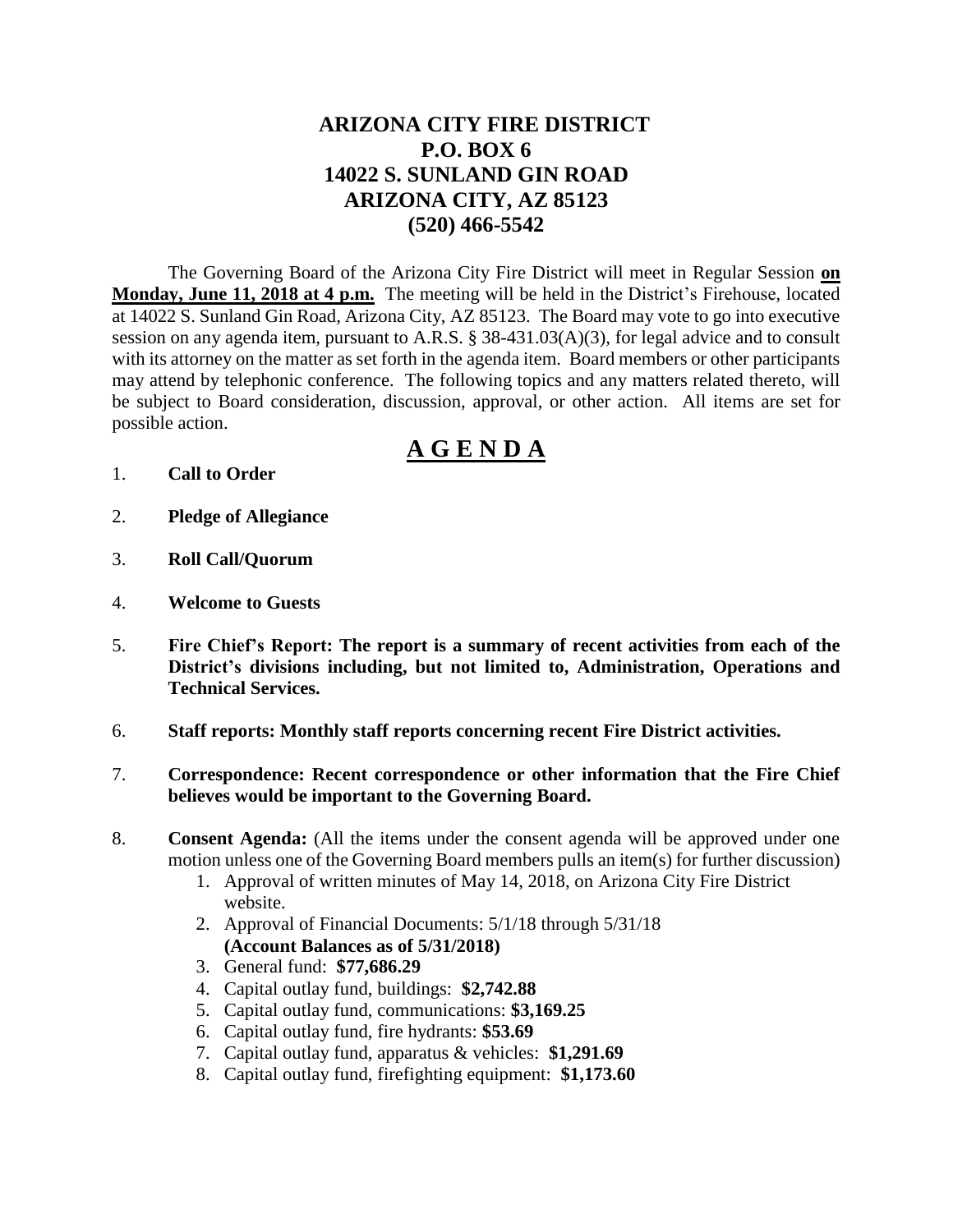# ARIZONA CITY FIRE DISTRICT
# P.O. BOX 6
# 14022 S. SUNLAND GIN ROAD
# ARIZONA CITY, AZ 85123
# (520) 466-5542

The Governing Board of the Arizona City Fire District will meet in Regular Session **on Monday, June 11, 2018 at 4 p.m.** The meeting will be held in the District's Firehouse, located at 14022 S. Sunland Gin Road, Arizona City, AZ 85123. The Board may vote to go into executive session on any agenda item, pursuant to A.R.S. § 38-431.03(A)(3), for legal advice and to consult with its attorney on the matter as set forth in the agenda item. Board members or other participants may attend by telephonic conference. The following topics and any matters related thereto, will be subject to Board consideration, discussion, approval, or other action. All items are set for possible action.

## A G E N D A

1. **Call to Order**

2. **Pledge of Allegiance**

3. **Roll Call/Quorum**

4. **Welcome to Guests**

5. **Fire Chief's Report: The report is a summary of recent activities from each of the District's divisions including, but not limited to, Administration, Operations and Technical Services.**

6. **Staff reports: Monthly staff reports concerning recent Fire District activities.**

7. **Correspondence: Recent correspondence or other information that the Fire Chief believes would be important to the Governing Board.**

8. **Consent Agenda:** (All the items under the consent agenda will be approved under one motion unless one of the Governing Board members pulls an item(s) for further discussion)
   1. Approval of written minutes of May 14, 2018, on Arizona City Fire District website.
   2. Approval of Financial Documents: 5/1/18 through 5/31/18 **(Account Balances as of 5/31/2018)**
   3. General fund: **$77,686.29**
   4. Capital outlay fund, buildings: **$2,742.88**
   5. Capital outlay fund, communications: **$3,169.25**
   6. Capital outlay fund, fire hydrants: **$53.69**
   7. Capital outlay fund, apparatus & vehicles: **$1,291.69**
   8. Capital outlay fund, firefighting equipment: **$1,173.60**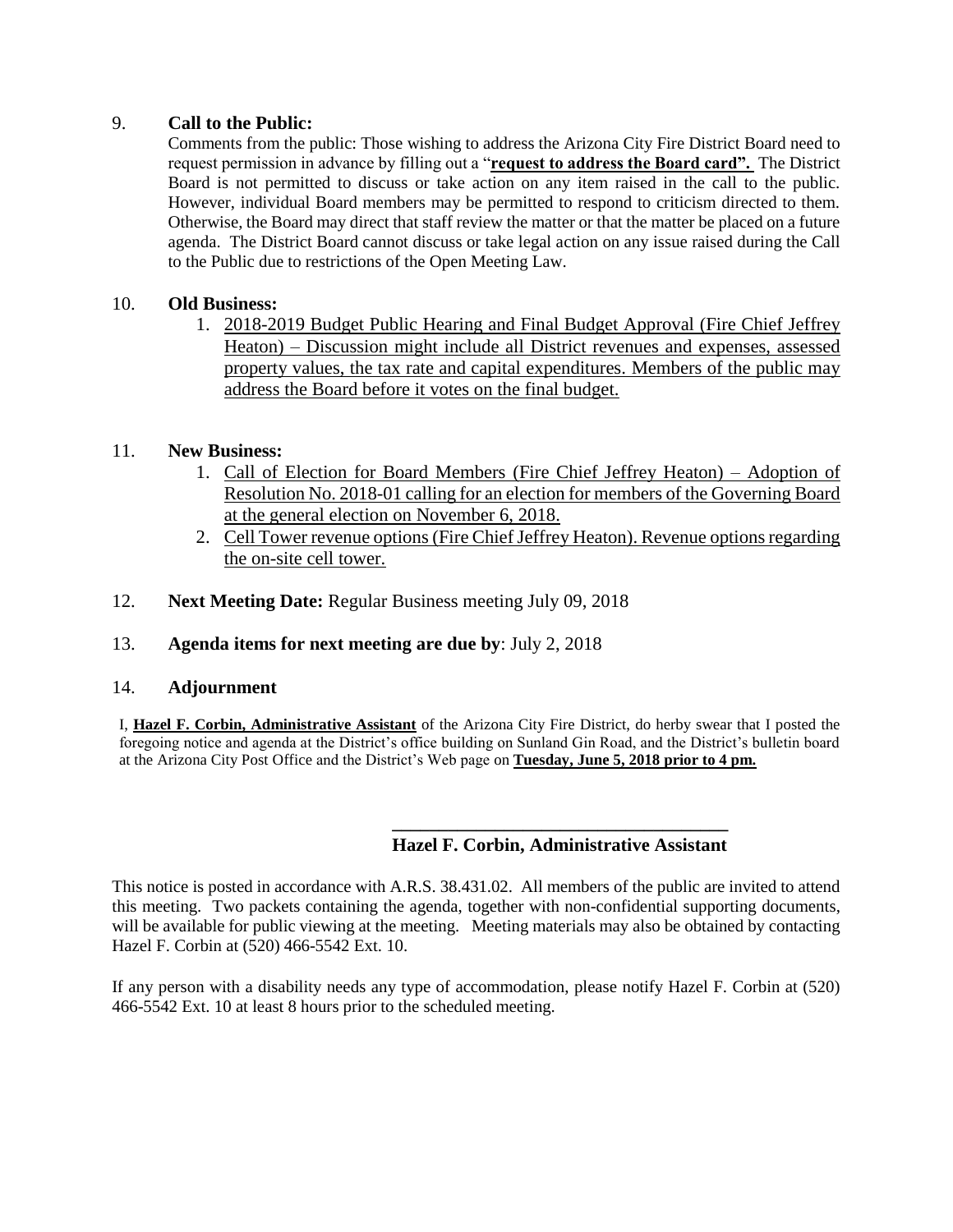9. **Call to the Public:**

   Comments from the public: Those wishing to address the Arizona City Fire District Board need to request permission in advance by filling out a "**request to address the Board card".** The District Board is not permitted to discuss or take action on any item raised in the call to the public. However, individual Board members may be permitted to respond to criticism directed to them. Otherwise, the Board may direct that staff review the matter or that the matter be placed on a future agenda. The District Board cannot discuss or take legal action on any issue raised during the Call to the Public due to restrictions of the Open Meeting Law.

10. **Old Business:**

    1. 2018-2019 Budget Public Hearing and Final Budget Approval (Fire Chief Jeffrey Heaton) – Discussion might include all District revenues and expenses, assessed property values, the tax rate and capital expenditures. Members of the public may address the Board before it votes on the final budget.

11. **New Business:**

    1. Call of Election for Board Members (Fire Chief Jeffrey Heaton) – Adoption of Resolution No. 2018-01 calling for an election for members of the Governing Board at the general election on November 6, 2018.
    2. Cell Tower revenue options (Fire Chief Jeffrey Heaton). Revenue options regarding the on-site cell tower.

12. **Next Meeting Date:** Regular Business meeting July 09, 2018

13. **Agenda items for next meeting are due by**: July 2, 2018

14. **Adjournment**

I, **Hazel F. Corbin, Administrative Assistant** of the Arizona City Fire District, do herby swear that I posted the foregoing notice and agenda at the District's office building on Sunland Gin Road, and the District's bulletin board at the Arizona City Post Office and the District's Web page on **Tuesday, June 5, 2018 prior to 4 pm.**

______________________________________

**Hazel F. Corbin, Administrative Assistant**

This notice is posted in accordance with A.R.S. 38.431.02. All members of the public are invited to attend this meeting. Two packets containing the agenda, together with non-confidential supporting documents, will be available for public viewing at the meeting. Meeting materials may also be obtained by contacting Hazel F. Corbin at (520) 466-5542 Ext. 10.

If any person with a disability needs any type of accommodation, please notify Hazel F. Corbin at (520) 466-5542 Ext. 10 at least 8 hours prior to the scheduled meeting.